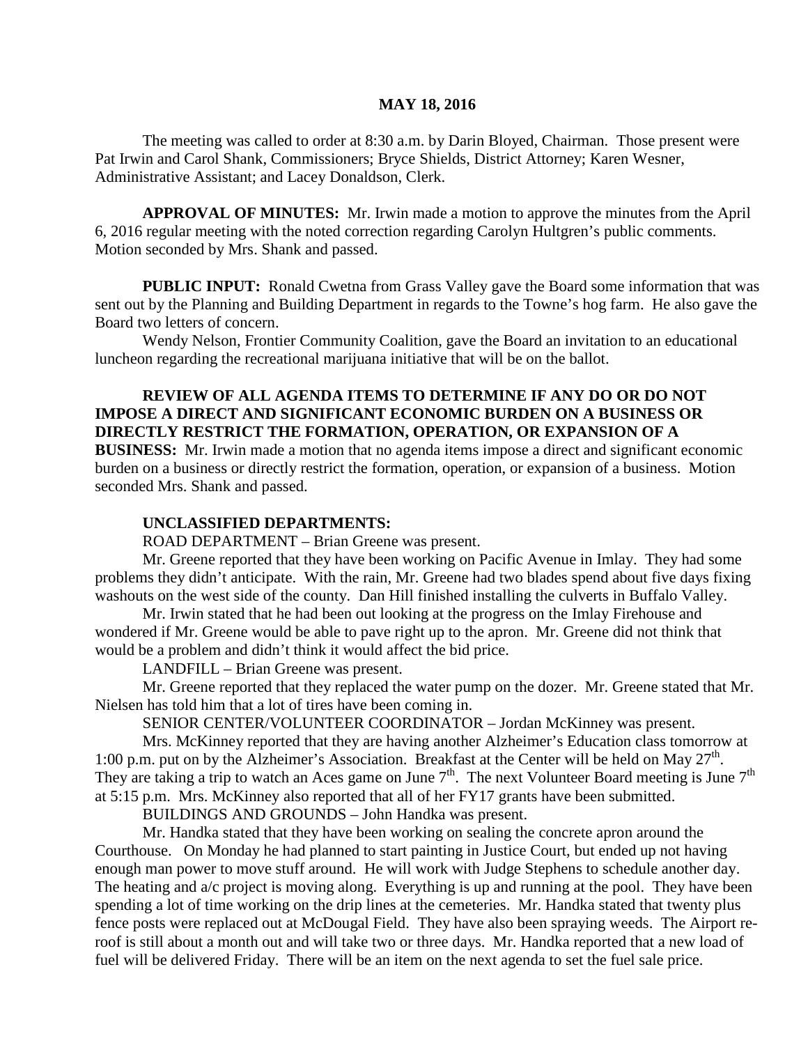**MAY 18, 2016**

The meeting was called to order at 8:30 a.m. by Darin Bloyed, Chairman. Those present were Pat Irwin and Carol Shank, Commissioners; Bryce Shields, District Attorney; Karen Wesner, Administrative Assistant; and Lacey Donaldson, Clerk.

**APPROVAL OF MINUTES:** Mr. Irwin made a motion to approve the minutes from the April 6, 2016 regular meeting with the noted correction regarding Carolyn Hultgren's public comments. Motion seconded by Mrs. Shank and passed.

**PUBLIC INPUT:** Ronald Cwetna from Grass Valley gave the Board some information that was sent out by the Planning and Building Department in regards to the Towne's hog farm. He also gave the Board two letters of concern.

Wendy Nelson, Frontier Community Coalition, gave the Board an invitation to an educational luncheon regarding the recreational marijuana initiative that will be on the ballot.

**REVIEW OF ALL AGENDA ITEMS TO DETERMINE IF ANY DO OR DO NOT IMPOSE A DIRECT AND SIGNIFICANT ECONOMIC BURDEN ON A BUSINESS OR DIRECTLY RESTRICT THE FORMATION, OPERATION, OR EXPANSION OF A BUSINESS:** Mr. Irwin made a motion that no agenda items impose a direct and significant economic burden on a business or directly restrict the formation, operation, or expansion of a business. Motion seconded Mrs. Shank and passed.

**UNCLASSIFIED DEPARTMENTS:**

ROAD DEPARTMENT – Brian Greene was present.

Mr. Greene reported that they have been working on Pacific Avenue in Imlay. They had some problems they didn't anticipate. With the rain, Mr. Greene had two blades spend about five days fixing washouts on the west side of the county. Dan Hill finished installing the culverts in Buffalo Valley.

Mr. Irwin stated that he had been out looking at the progress on the Imlay Firehouse and wondered if Mr. Greene would be able to pave right up to the apron. Mr. Greene did not think that would be a problem and didn't think it would affect the bid price.

LANDFILL – Brian Greene was present.

Mr. Greene reported that they replaced the water pump on the dozer. Mr. Greene stated that Mr. Nielsen has told him that a lot of tires have been coming in.

SENIOR CENTER/VOLUNTEER COORDINATOR – Jordan McKinney was present.

Mrs. McKinney reported that they are having another Alzheimer's Education class tomorrow at 1:00 p.m. put on by the Alzheimer's Association. Breakfast at the Center will be held on May 27th. They are taking a trip to watch an Aces game on June 7th. The next Volunteer Board meeting is June 7th at 5:15 p.m. Mrs. McKinney also reported that all of her FY17 grants have been submitted.

BUILDINGS AND GROUNDS – John Handka was present.

Mr. Handka stated that they have been working on sealing the concrete apron around the Courthouse. On Monday he had planned to start painting in Justice Court, but ended up not having enough man power to move stuff around. He will work with Judge Stephens to schedule another day. The heating and a/c project is moving along. Everything is up and running at the pool. They have been spending a lot of time working on the drip lines at the cemeteries. Mr. Handka stated that twenty plus fence posts were replaced out at McDougal Field. They have also been spraying weeds. The Airport re-roof is still about a month out and will take two or three days. Mr. Handka reported that a new load of fuel will be delivered Friday. There will be an item on the next agenda to set the fuel sale price.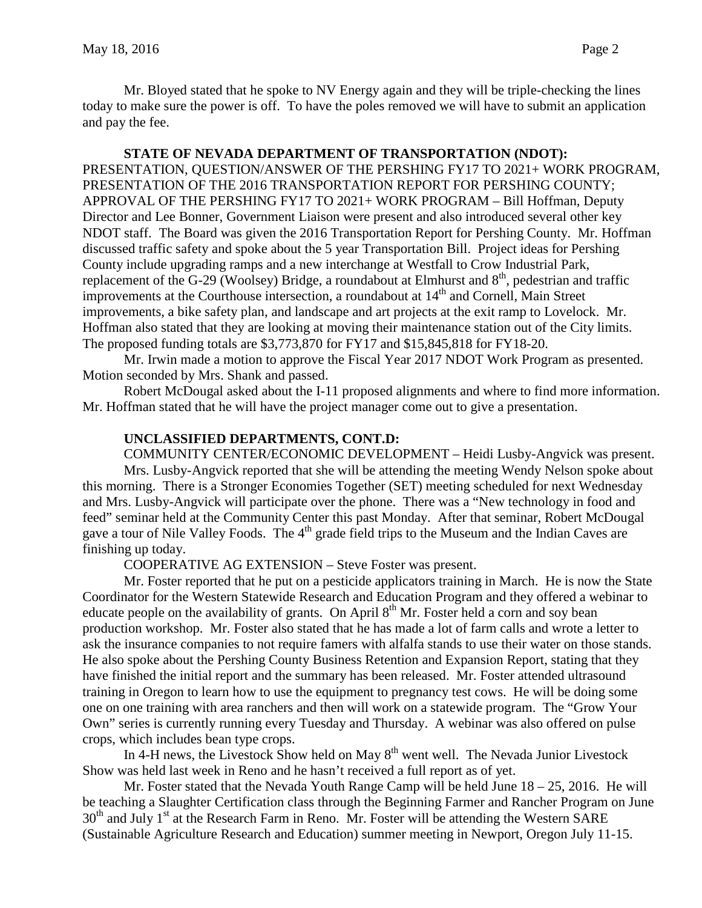Mr. Bloyed stated that he spoke to NV Energy again and they will be triple-checking the lines today to make sure the power is off. To have the poles removed we will have to submit an application and pay the fee.

**STATE OF NEVADA DEPARTMENT OF TRANSPORTATION (NDOT):** PRESENTATION, QUESTION/ANSWER OF THE PERSHING FY17 TO 2021+ WORK PROGRAM, PRESENTATION OF THE 2016 TRANSPORTATION REPORT FOR PERSHING COUNTY; APPROVAL OF THE PERSHING FY17 TO 2021+ WORK PROGRAM – Bill Hoffman, Deputy Director and Lee Bonner, Government Liaison were present and also introduced several other key NDOT staff. The Board was given the 2016 Transportation Report for Pershing County. Mr. Hoffman discussed traffic safety and spoke about the 5 year Transportation Bill. Project ideas for Pershing County include upgrading ramps and a new interchange at Westfall to Crow Industrial Park, replacement of the G-29 (Woolsey) Bridge, a roundabout at Elmhurst and 8th, pedestrian and traffic improvements at the Courthouse intersection, a roundabout at 14th and Cornell, Main Street improvements, a bike safety plan, and landscape and art projects at the exit ramp to Lovelock. Mr. Hoffman also stated that they are looking at moving their maintenance station out of the City limits. The proposed funding totals are $3,773,870 for FY17 and $15,845,818 for FY18-20.

Mr. Irwin made a motion to approve the Fiscal Year 2017 NDOT Work Program as presented. Motion seconded by Mrs. Shank and passed.

Robert McDougal asked about the I-11 proposed alignments and where to find more information. Mr. Hoffman stated that he will have the project manager come out to give a presentation.

**UNCLASSIFIED DEPARTMENTS, CONT.D:**

COMMUNITY CENTER/ECONOMIC DEVELOPMENT – Heidi Lusby-Angvick was present.

Mrs. Lusby-Angvick reported that she will be attending the meeting Wendy Nelson spoke about this morning. There is a Stronger Economies Together (SET) meeting scheduled for next Wednesday and Mrs. Lusby-Angvick will participate over the phone. There was a "New technology in food and feed" seminar held at the Community Center this past Monday. After that seminar, Robert McDougal gave a tour of Nile Valley Foods. The 4th grade field trips to the Museum and the Indian Caves are finishing up today.

COOPERATIVE AG EXTENSION – Steve Foster was present.

Mr. Foster reported that he put on a pesticide applicators training in March. He is now the State Coordinator for the Western Statewide Research and Education Program and they offered a webinar to educate people on the availability of grants. On April 8th Mr. Foster held a corn and soy bean production workshop. Mr. Foster also stated that he has made a lot of farm calls and wrote a letter to ask the insurance companies to not require famers with alfalfa stands to use their water on those stands. He also spoke about the Pershing County Business Retention and Expansion Report, stating that they have finished the initial report and the summary has been released. Mr. Foster attended ultrasound training in Oregon to learn how to use the equipment to pregnancy test cows. He will be doing some one on one training with area ranchers and then will work on a statewide program. The "Grow Your Own" series is currently running every Tuesday and Thursday. A webinar was also offered on pulse crops, which includes bean type crops.

In 4-H news, the Livestock Show held on May 8th went well. The Nevada Junior Livestock Show was held last week in Reno and he hasn't received a full report as of yet.

Mr. Foster stated that the Nevada Youth Range Camp will be held June 18 – 25, 2016. He will be teaching a Slaughter Certification class through the Beginning Farmer and Rancher Program on June 30th and July 1st at the Research Farm in Reno. Mr. Foster will be attending the Western SARE (Sustainable Agriculture Research and Education) summer meeting in Newport, Oregon July 11-15.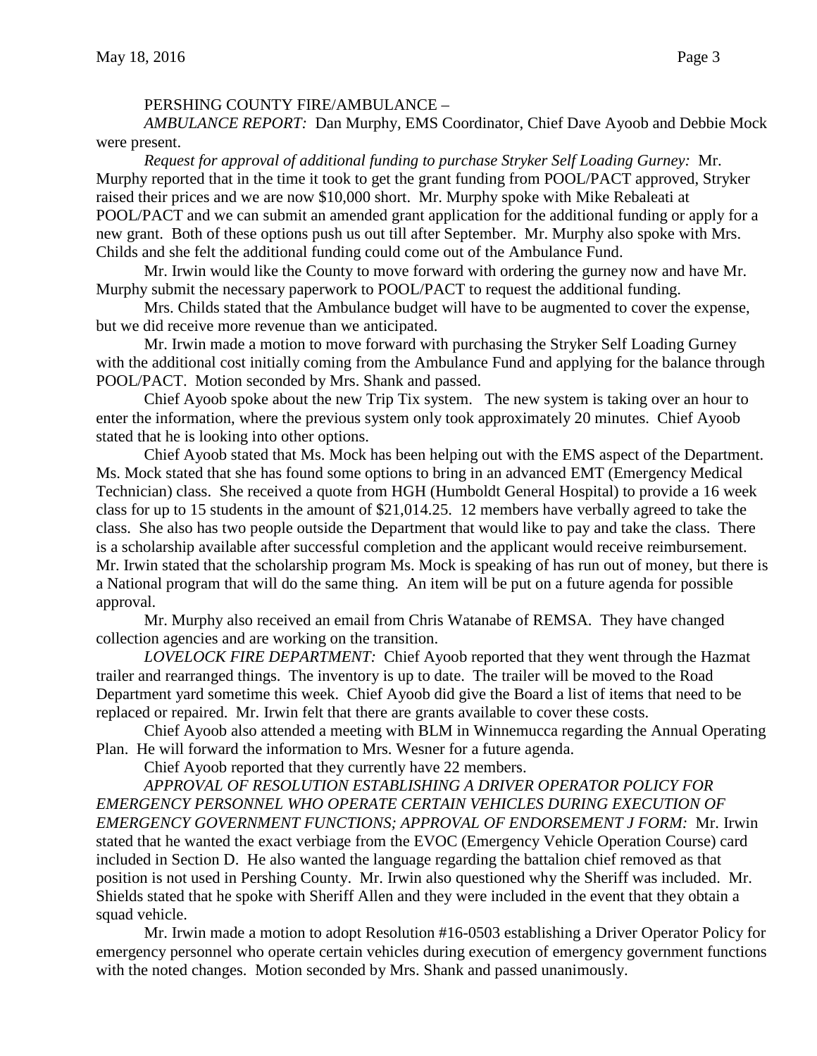PERSHING COUNTY FIRE/AMBULANCE –

*AMBULANCE REPORT:* Dan Murphy, EMS Coordinator, Chief Dave Ayoob and Debbie Mock were present.

*Request for approval of additional funding to purchase Stryker Self Loading Gurney:* Mr. Murphy reported that in the time it took to get the grant funding from POOL/PACT approved, Stryker raised their prices and we are now $10,000 short. Mr. Murphy spoke with Mike Rebaleati at POOL/PACT and we can submit an amended grant application for the additional funding or apply for a new grant. Both of these options push us out till after September. Mr. Murphy also spoke with Mrs. Childs and she felt the additional funding could come out of the Ambulance Fund.

Mr. Irwin would like the County to move forward with ordering the gurney now and have Mr. Murphy submit the necessary paperwork to POOL/PACT to request the additional funding.

Mrs. Childs stated that the Ambulance budget will have to be augmented to cover the expense, but we did receive more revenue than we anticipated.

Mr. Irwin made a motion to move forward with purchasing the Stryker Self Loading Gurney with the additional cost initially coming from the Ambulance Fund and applying for the balance through POOL/PACT. Motion seconded by Mrs. Shank and passed.

Chief Ayoob spoke about the new Trip Tix system. The new system is taking over an hour to enter the information, where the previous system only took approximately 20 minutes. Chief Ayoob stated that he is looking into other options.

Chief Ayoob stated that Ms. Mock has been helping out with the EMS aspect of the Department. Ms. Mock stated that she has found some options to bring in an advanced EMT (Emergency Medical Technician) class. She received a quote from HGH (Humboldt General Hospital) to provide a 16 week class for up to 15 students in the amount of $21,014.25. 12 members have verbally agreed to take the class. She also has two people outside the Department that would like to pay and take the class. There is a scholarship available after successful completion and the applicant would receive reimbursement. Mr. Irwin stated that the scholarship program Ms. Mock is speaking of has run out of money, but there is a National program that will do the same thing. An item will be put on a future agenda for possible approval.

Mr. Murphy also received an email from Chris Watanabe of REMSA. They have changed collection agencies and are working on the transition.

*LOVELOCK FIRE DEPARTMENT:* Chief Ayoob reported that they went through the Hazmat trailer and rearranged things. The inventory is up to date. The trailer will be moved to the Road Department yard sometime this week. Chief Ayoob did give the Board a list of items that need to be replaced or repaired. Mr. Irwin felt that there are grants available to cover these costs.

Chief Ayoob also attended a meeting with BLM in Winnemucca regarding the Annual Operating Plan. He will forward the information to Mrs. Wesner for a future agenda.

Chief Ayoob reported that they currently have 22 members.

*APPROVAL OF RESOLUTION ESTABLISHING A DRIVER OPERATOR POLICY FOR EMERGENCY PERSONNEL WHO OPERATE CERTAIN VEHICLES DURING EXECUTION OF EMERGENCY GOVERNMENT FUNCTIONS; APPROVAL OF ENDORSEMENT J FORM:* Mr. Irwin stated that he wanted the exact verbiage from the EVOC (Emergency Vehicle Operation Course) card included in Section D. He also wanted the language regarding the battalion chief removed as that position is not used in Pershing County. Mr. Irwin also questioned why the Sheriff was included. Mr. Shields stated that he spoke with Sheriff Allen and they were included in the event that they obtain a squad vehicle.

Mr. Irwin made a motion to adopt Resolution #16-0503 establishing a Driver Operator Policy for emergency personnel who operate certain vehicles during execution of emergency government functions with the noted changes. Motion seconded by Mrs. Shank and passed unanimously.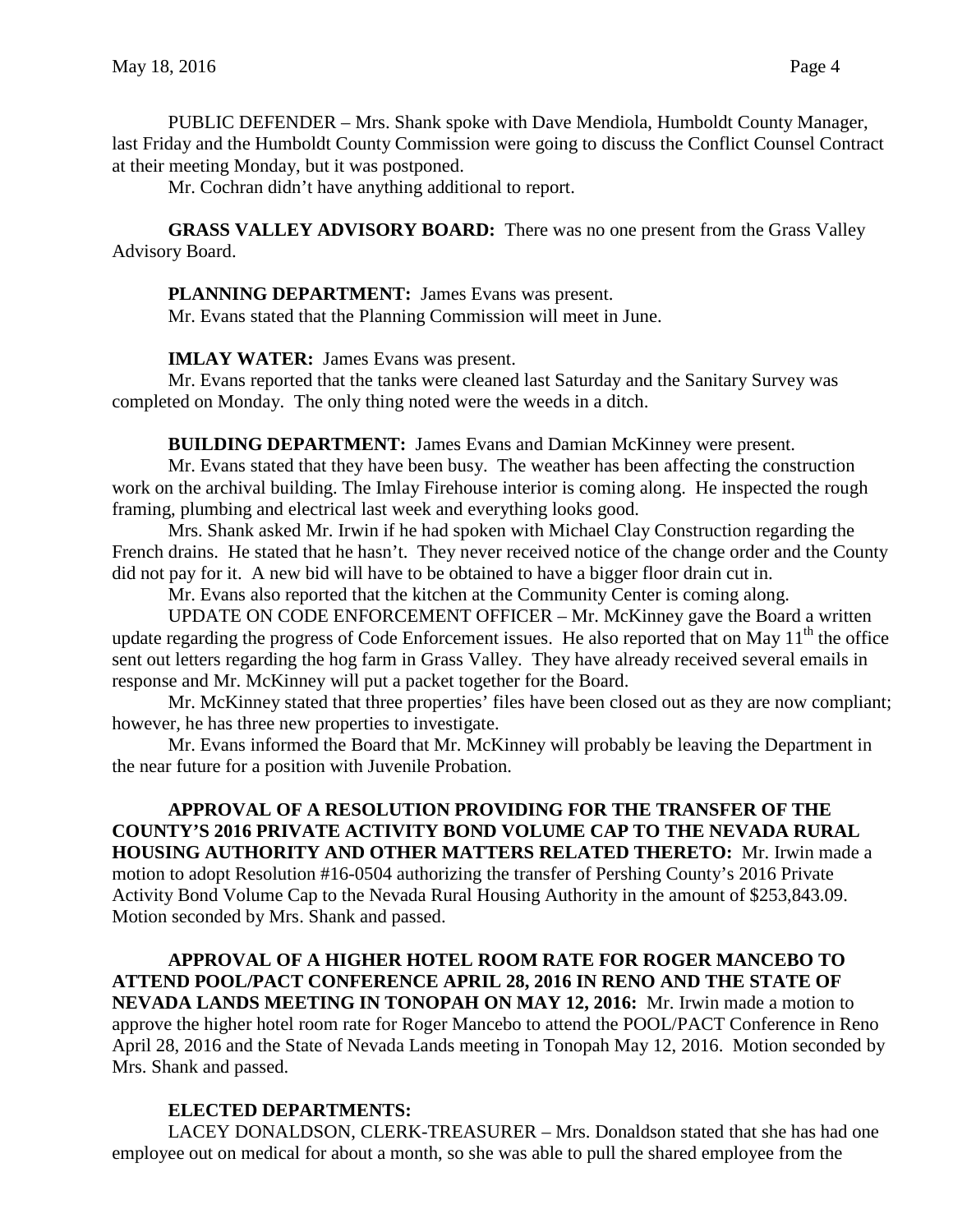PUBLIC DEFENDER – Mrs. Shank spoke with Dave Mendiola, Humboldt County Manager, last Friday and the Humboldt County Commission were going to discuss the Conflict Counsel Contract at their meeting Monday, but it was postponed.

Mr. Cochran didn't have anything additional to report.

**GRASS VALLEY ADVISORY BOARD:** There was no one present from the Grass Valley Advisory Board.

**PLANNING DEPARTMENT:** James Evans was present.

Mr. Evans stated that the Planning Commission will meet in June.

**IMLAY WATER:** James Evans was present.

Mr. Evans reported that the tanks were cleaned last Saturday and the Sanitary Survey was completed on Monday. The only thing noted were the weeds in a ditch.

**BUILDING DEPARTMENT:** James Evans and Damian McKinney were present.

Mr. Evans stated that they have been busy. The weather has been affecting the construction work on the archival building. The Imlay Firehouse interior is coming along. He inspected the rough framing, plumbing and electrical last week and everything looks good.

Mrs. Shank asked Mr. Irwin if he had spoken with Michael Clay Construction regarding the French drains. He stated that he hasn't. They never received notice of the change order and the County did not pay for it. A new bid will have to be obtained to have a bigger floor drain cut in.

Mr. Evans also reported that the kitchen at the Community Center is coming along.

UPDATE ON CODE ENFORCEMENT OFFICER – Mr. McKinney gave the Board a written update regarding the progress of Code Enforcement issues. He also reported that on May 11th the office sent out letters regarding the hog farm in Grass Valley. They have already received several emails in response and Mr. McKinney will put a packet together for the Board.

Mr. McKinney stated that three properties' files have been closed out as they are now compliant; however, he has three new properties to investigate.

Mr. Evans informed the Board that Mr. McKinney will probably be leaving the Department in the near future for a position with Juvenile Probation.

**APPROVAL OF A RESOLUTION PROVIDING FOR THE TRANSFER OF THE COUNTY'S 2016 PRIVATE ACTIVITY BOND VOLUME CAP TO THE NEVADA RURAL HOUSING AUTHORITY AND OTHER MATTERS RELATED THERETO:** Mr. Irwin made a motion to adopt Resolution #16-0504 authorizing the transfer of Pershing County's 2016 Private Activity Bond Volume Cap to the Nevada Rural Housing Authority in the amount of $253,843.09. Motion seconded by Mrs. Shank and passed.

**APPROVAL OF A HIGHER HOTEL ROOM RATE FOR ROGER MANCEBO TO ATTEND POOL/PACT CONFERENCE APRIL 28, 2016 IN RENO AND THE STATE OF NEVADA LANDS MEETING IN TONOPAH ON MAY 12, 2016:** Mr. Irwin made a motion to approve the higher hotel room rate for Roger Mancebo to attend the POOL/PACT Conference in Reno April 28, 2016 and the State of Nevada Lands meeting in Tonopah May 12, 2016. Motion seconded by Mrs. Shank and passed.

**ELECTED DEPARTMENTS:**

LACEY DONALDSON, CLERK-TREASURER – Mrs. Donaldson stated that she has had one employee out on medical for about a month, so she was able to pull the shared employee from the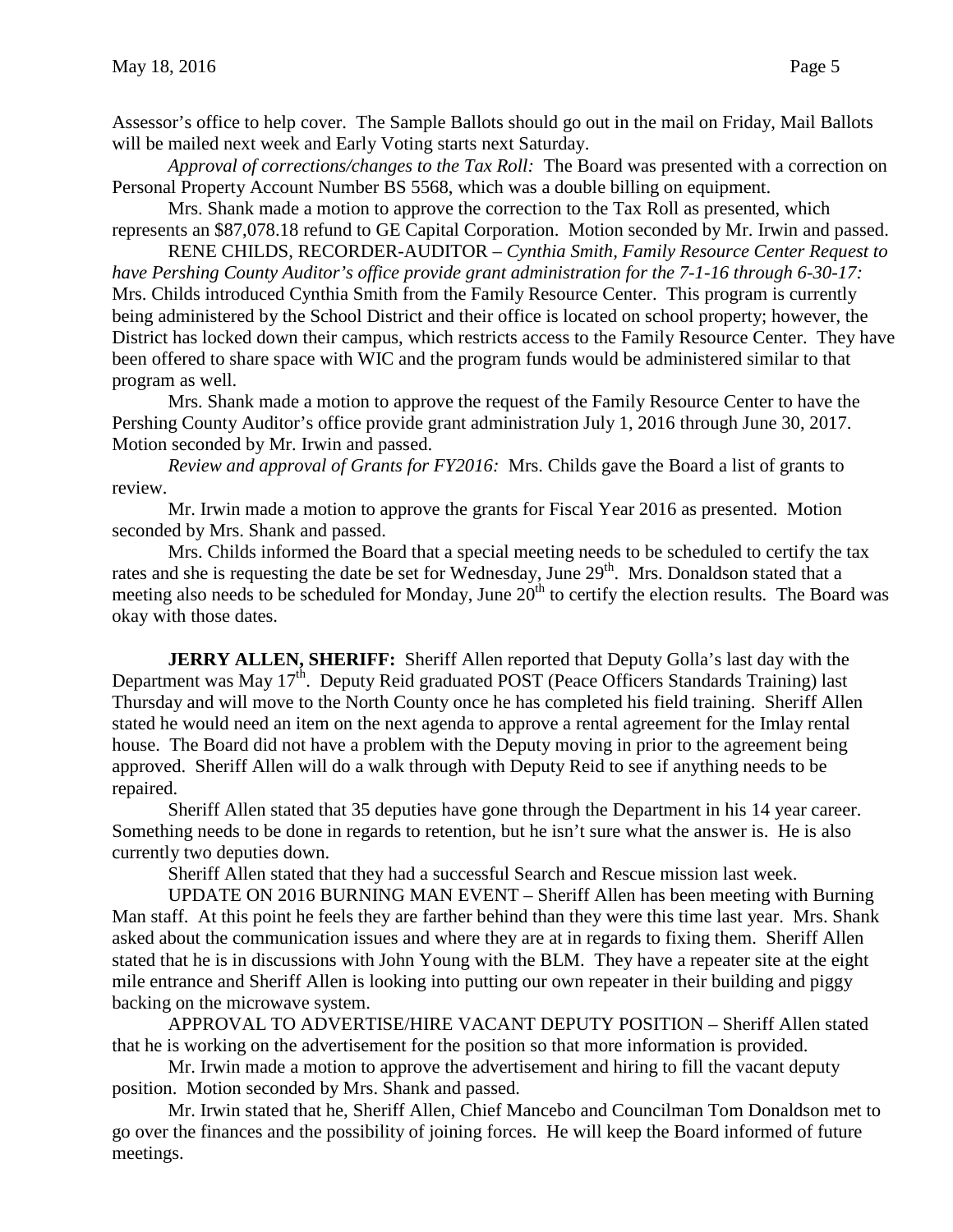Assessor's office to help cover. The Sample Ballots should go out in the mail on Friday, Mail Ballots will be mailed next week and Early Voting starts next Saturday.

*Approval of corrections/changes to the Tax Roll:* The Board was presented with a correction on Personal Property Account Number BS 5568, which was a double billing on equipment.

Mrs. Shank made a motion to approve the correction to the Tax Roll as presented, which represents an $87,078.18 refund to GE Capital Corporation. Motion seconded by Mr. Irwin and passed.

RENE CHILDS, RECORDER-AUDITOR – *Cynthia Smith, Family Resource Center Request to have Pershing County Auditor's office provide grant administration for the 7-1-16 through 6-30-17:* Mrs. Childs introduced Cynthia Smith from the Family Resource Center. This program is currently being administered by the School District and their office is located on school property; however, the District has locked down their campus, which restricts access to the Family Resource Center. They have been offered to share space with WIC and the program funds would be administered similar to that program as well.

Mrs. Shank made a motion to approve the request of the Family Resource Center to have the Pershing County Auditor's office provide grant administration July 1, 2016 through June 30, 2017. Motion seconded by Mr. Irwin and passed.

*Review and approval of Grants for FY2016:* Mrs. Childs gave the Board a list of grants to review.

Mr. Irwin made a motion to approve the grants for Fiscal Year 2016 as presented. Motion seconded by Mrs. Shank and passed.

Mrs. Childs informed the Board that a special meeting needs to be scheduled to certify the tax rates and she is requesting the date be set for Wednesday, June 29th. Mrs. Donaldson stated that a meeting also needs to be scheduled for Monday, June 20th to certify the election results. The Board was okay with those dates.

**JERRY ALLEN, SHERIFF:** Sheriff Allen reported that Deputy Golla's last day with the Department was May 17th. Deputy Reid graduated POST (Peace Officers Standards Training) last Thursday and will move to the North County once he has completed his field training. Sheriff Allen stated he would need an item on the next agenda to approve a rental agreement for the Imlay rental house. The Board did not have a problem with the Deputy moving in prior to the agreement being approved. Sheriff Allen will do a walk through with Deputy Reid to see if anything needs to be repaired.

Sheriff Allen stated that 35 deputies have gone through the Department in his 14 year career. Something needs to be done in regards to retention, but he isn't sure what the answer is. He is also currently two deputies down.

Sheriff Allen stated that they had a successful Search and Rescue mission last week.

UPDATE ON 2016 BURNING MAN EVENT – Sheriff Allen has been meeting with Burning Man staff. At this point he feels they are farther behind than they were this time last year. Mrs. Shank asked about the communication issues and where they are at in regards to fixing them. Sheriff Allen stated that he is in discussions with John Young with the BLM. They have a repeater site at the eight mile entrance and Sheriff Allen is looking into putting our own repeater in their building and piggy backing on the microwave system.

APPROVAL TO ADVERTISE/HIRE VACANT DEPUTY POSITION – Sheriff Allen stated that he is working on the advertisement for the position so that more information is provided.

Mr. Irwin made a motion to approve the advertisement and hiring to fill the vacant deputy position. Motion seconded by Mrs. Shank and passed.

Mr. Irwin stated that he, Sheriff Allen, Chief Mancebo and Councilman Tom Donaldson met to go over the finances and the possibility of joining forces. He will keep the Board informed of future meetings.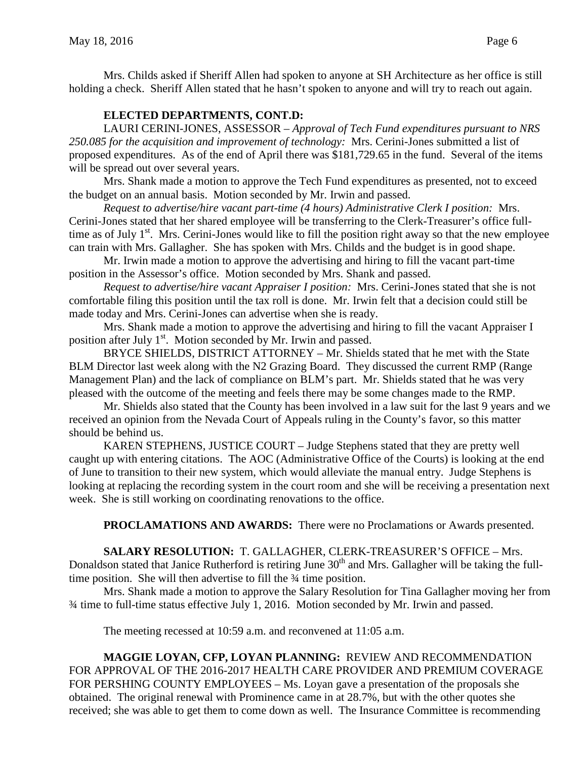Mrs. Childs asked if Sheriff Allen had spoken to anyone at SH Architecture as her office is still holding a check. Sheriff Allen stated that he hasn't spoken to anyone and will try to reach out again.

**ELECTED DEPARTMENTS, CONT.D:**

LAURI CERINI-JONES, ASSESSOR – *Approval of Tech Fund expenditures pursuant to NRS 250.085 for the acquisition and improvement of technology:* Mrs. Cerini-Jones submitted a list of proposed expenditures. As of the end of April there was $181,729.65 in the fund. Several of the items will be spread out over several years.

Mrs. Shank made a motion to approve the Tech Fund expenditures as presented, not to exceed the budget on an annual basis. Motion seconded by Mr. Irwin and passed.

*Request to advertise/hire vacant part-time (4 hours) Administrative Clerk I position:* Mrs. Cerini-Jones stated that her shared employee will be transferring to the Clerk-Treasurer's office full-time as of July 1st. Mrs. Cerini-Jones would like to fill the position right away so that the new employee can train with Mrs. Gallagher. She has spoken with Mrs. Childs and the budget is in good shape.

Mr. Irwin made a motion to approve the advertising and hiring to fill the vacant part-time position in the Assessor's office. Motion seconded by Mrs. Shank and passed.

*Request to advertise/hire vacant Appraiser I position:* Mrs. Cerini-Jones stated that she is not comfortable filing this position until the tax roll is done. Mr. Irwin felt that a decision could still be made today and Mrs. Cerini-Jones can advertise when she is ready.

Mrs. Shank made a motion to approve the advertising and hiring to fill the vacant Appraiser I position after July 1st. Motion seconded by Mr. Irwin and passed.

BRYCE SHIELDS, DISTRICT ATTORNEY – Mr. Shields stated that he met with the State BLM Director last week along with the N2 Grazing Board. They discussed the current RMP (Range Management Plan) and the lack of compliance on BLM's part. Mr. Shields stated that he was very pleased with the outcome of the meeting and feels there may be some changes made to the RMP.

Mr. Shields also stated that the County has been involved in a law suit for the last 9 years and we received an opinion from the Nevada Court of Appeals ruling in the County's favor, so this matter should be behind us.

KAREN STEPHENS, JUSTICE COURT – Judge Stephens stated that they are pretty well caught up with entering citations. The AOC (Administrative Office of the Courts) is looking at the end of June to transition to their new system, which would alleviate the manual entry. Judge Stephens is looking at replacing the recording system in the court room and she will be receiving a presentation next week. She is still working on coordinating renovations to the office.

**PROCLAMATIONS AND AWARDS:** There were no Proclamations or Awards presented.

**SALARY RESOLUTION:** T. GALLAGHER, CLERK-TREASURER'S OFFICE – Mrs. Donaldson stated that Janice Rutherford is retiring June 30th and Mrs. Gallagher will be taking the full-time position. She will then advertise to fill the ¾ time position.

Mrs. Shank made a motion to approve the Salary Resolution for Tina Gallagher moving her from ¾ time to full-time status effective July 1, 2016. Motion seconded by Mr. Irwin and passed.

The meeting recessed at 10:59 a.m. and reconvened at 11:05 a.m.

**MAGGIE LOYAN, CFP, LOYAN PLANNING:** REVIEW AND RECOMMENDATION FOR APPROVAL OF THE 2016-2017 HEALTH CARE PROVIDER AND PREMIUM COVERAGE FOR PERSHING COUNTY EMPLOYEES – Ms. Loyan gave a presentation of the proposals she obtained. The original renewal with Prominence came in at 28.7%, but with the other quotes she received; she was able to get them to come down as well. The Insurance Committee is recommending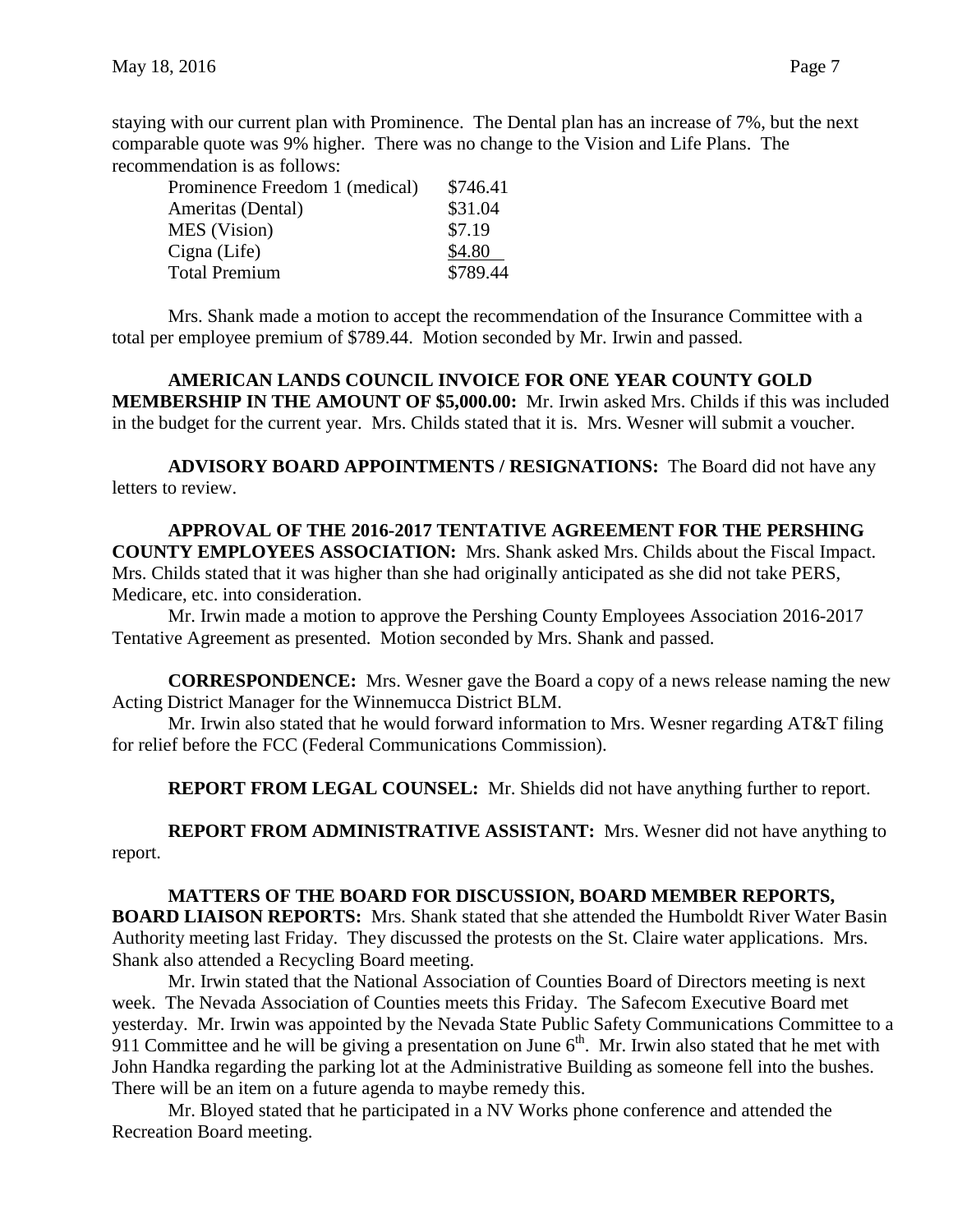staying with our current plan with Prominence. The Dental plan has an increase of 7%, but the next comparable quote was 9% higher. There was no change to the Vision and Life Plans. The recommendation is as follows:

| | |
|---|---|
| Prominence Freedom 1 (medical) | $746.41 |
| Ameritas (Dental) | $31.04 |
| MES (Vision) | $7.19 |
| Cigna (Life) | $4.80 |
| Total Premium | $789.44 |

Mrs. Shank made a motion to accept the recommendation of the Insurance Committee with a total per employee premium of $789.44. Motion seconded by Mr. Irwin and passed.

**AMERICAN LANDS COUNCIL INVOICE FOR ONE YEAR COUNTY GOLD MEMBERSHIP IN THE AMOUNT OF $5,000.00:** Mr. Irwin asked Mrs. Childs if this was included in the budget for the current year. Mrs. Childs stated that it is. Mrs. Wesner will submit a voucher.

**ADVISORY BOARD APPOINTMENTS / RESIGNATIONS:** The Board did not have any letters to review.

**APPROVAL OF THE 2016-2017 TENTATIVE AGREEMENT FOR THE PERSHING COUNTY EMPLOYEES ASSOCIATION:** Mrs. Shank asked Mrs. Childs about the Fiscal Impact. Mrs. Childs stated that it was higher than she had originally anticipated as she did not take PERS, Medicare, etc. into consideration.

Mr. Irwin made a motion to approve the Pershing County Employees Association 2016-2017 Tentative Agreement as presented. Motion seconded by Mrs. Shank and passed.

**CORRESPONDENCE:** Mrs. Wesner gave the Board a copy of a news release naming the new Acting District Manager for the Winnemucca District BLM.

Mr. Irwin also stated that he would forward information to Mrs. Wesner regarding AT&T filing for relief before the FCC (Federal Communications Commission).

**REPORT FROM LEGAL COUNSEL:** Mr. Shields did not have anything further to report.

**REPORT FROM ADMINISTRATIVE ASSISTANT:** Mrs. Wesner did not have anything to report.

**MATTERS OF THE BOARD FOR DISCUSSION, BOARD MEMBER REPORTS, BOARD LIAISON REPORTS:** Mrs. Shank stated that she attended the Humboldt River Water Basin Authority meeting last Friday. They discussed the protests on the St. Claire water applications. Mrs. Shank also attended a Recycling Board meeting.

Mr. Irwin stated that the National Association of Counties Board of Directors meeting is next week. The Nevada Association of Counties meets this Friday. The Safecom Executive Board met yesterday. Mr. Irwin was appointed by the Nevada State Public Safety Communications Committee to a 911 Committee and he will be giving a presentation on June 6th. Mr. Irwin also stated that he met with John Handka regarding the parking lot at the Administrative Building as someone fell into the bushes. There will be an item on a future agenda to maybe remedy this.

Mr. Bloyed stated that he participated in a NV Works phone conference and attended the Recreation Board meeting.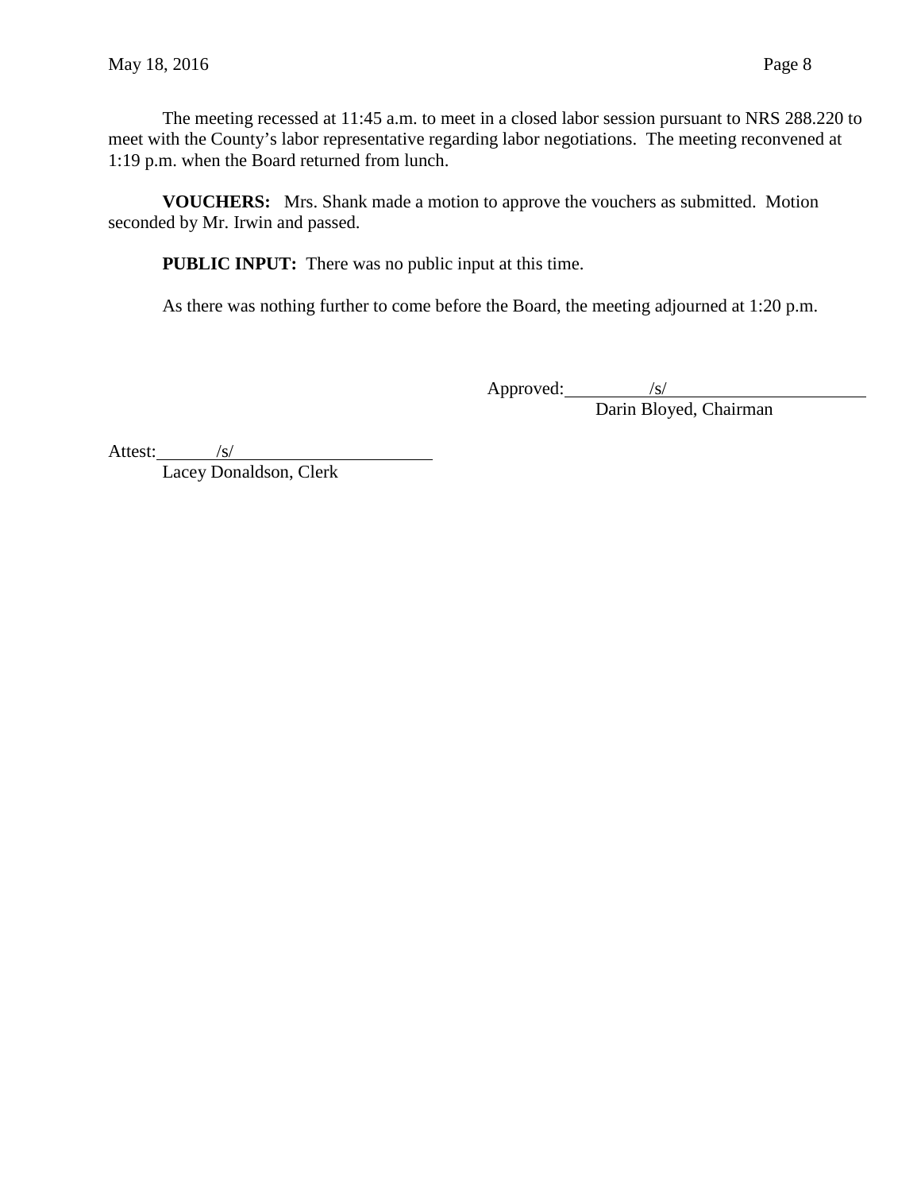The meeting recessed at 11:45 a.m. to meet in a closed labor session pursuant to NRS 288.220 to meet with the County's labor representative regarding labor negotiations. The meeting reconvened at 1:19 p.m. when the Board returned from lunch.

**VOUCHERS:** Mrs. Shank made a motion to approve the vouchers as submitted. Motion seconded by Mr. Irwin and passed.

**PUBLIC INPUT:** There was no public input at this time.

As there was nothing further to come before the Board, the meeting adjourned at 1:20 p.m.

Approved: /s/
Darin Bloyed, Chairman

Attest: /s/
Lacey Donaldson, Clerk